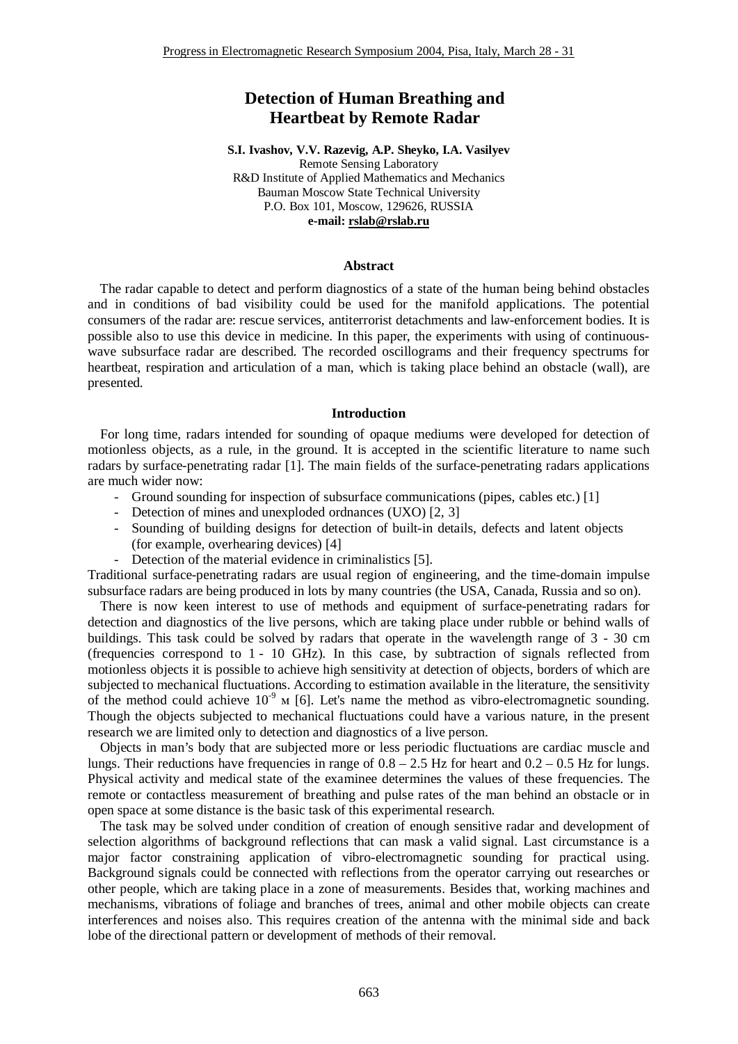# Detection of Human Breathing and Heartbeat by Remote Radar

**S.I. Ivashov, V.V. Razevig, A.P. Sheyko, I.A. Vasilyev**
Remote Sensing Laboratory
R&D Institute of Applied Mathematics and Mechanics
Bauman Moscow State Technical University
P.O. Box 101, Moscow, 129626, RUSSIA
**e-mail: rslab@rslab.ru**

### Abstract

The radar capable to detect and perform diagnostics of a state of the human being behind obstacles and in conditions of bad visibility could be used for the manifold applications. The potential consumers of the radar are: rescue services, antiterrorist detachments and law-enforcement bodies. It is possible also to use this device in medicine. In this paper, the experiments with using of continuous-wave subsurface radar are described. The recorded oscillograms and their frequency spectrums for heartbeat, respiration and articulation of a man, which is taking place behind an obstacle (wall), are presented.

### Introduction

For long time, radars intended for sounding of opaque mediums were developed for detection of motionless objects, as a rule, in the ground. It is accepted in the scientific literature to name such radars by surface-penetrating radar [1]. The main fields of the surface-penetrating radars applications are much wider now:

- Ground sounding for inspection of subsurface communications (pipes, cables etc.) [1]
- Detection of mines and unexploded ordnances (UXO) [2, 3]
- Sounding of building designs for detection of built-in details, defects and latent objects (for example, overhearing devices) [4]
- Detection of the material evidence in criminalistics [5].

Traditional surface-penetrating radars are usual region of engineering, and the time-domain impulse subsurface radars are being produced in lots by many countries (the USA, Canada, Russia and so on).

There is now keen interest to use of methods and equipment of surface-penetrating radars for detection and diagnostics of the live persons, which are taking place under rubble or behind walls of buildings. This task could be solved by radars that operate in the wavelength range of 3 - 30 cm (frequencies correspond to 1 - 10 GHz). In this case, by subtraction of signals reflected from motionless objects it is possible to achieve high sensitivity at detection of objects, borders of which are subjected to mechanical fluctuations. According to estimation available in the literature, the sensitivity of the method could achieve $10^{-9}$ м [6]. Let's name the method as vibro-electromagnetic sounding. Though the objects subjected to mechanical fluctuations could have a various nature, in the present research we are limited only to detection and diagnostics of a live person.

Objects in man's body that are subjected more or less periodic fluctuations are cardiac muscle and lungs. Their reductions have frequencies in range of 0.8 – 2.5 Hz for heart and 0.2 – 0.5 Hz for lungs. Physical activity and medical state of the examinee determines the values of these frequencies. The remote or contactless measurement of breathing and pulse rates of the man behind an obstacle or in open space at some distance is the basic task of this experimental research.

The task may be solved under condition of creation of enough sensitive radar and development of selection algorithms of background reflections that can mask a valid signal. Last circumstance is a major factor constraining application of vibro-electromagnetic sounding for practical using. Background signals could be connected with reflections from the operator carrying out researches or other people, which are taking place in a zone of measurements. Besides that, working machines and mechanisms, vibrations of foliage and branches of trees, animal and other mobile objects can create interferences and noises also. This requires creation of the antenna with the minimal side and back lobe of the directional pattern or development of methods of their removal.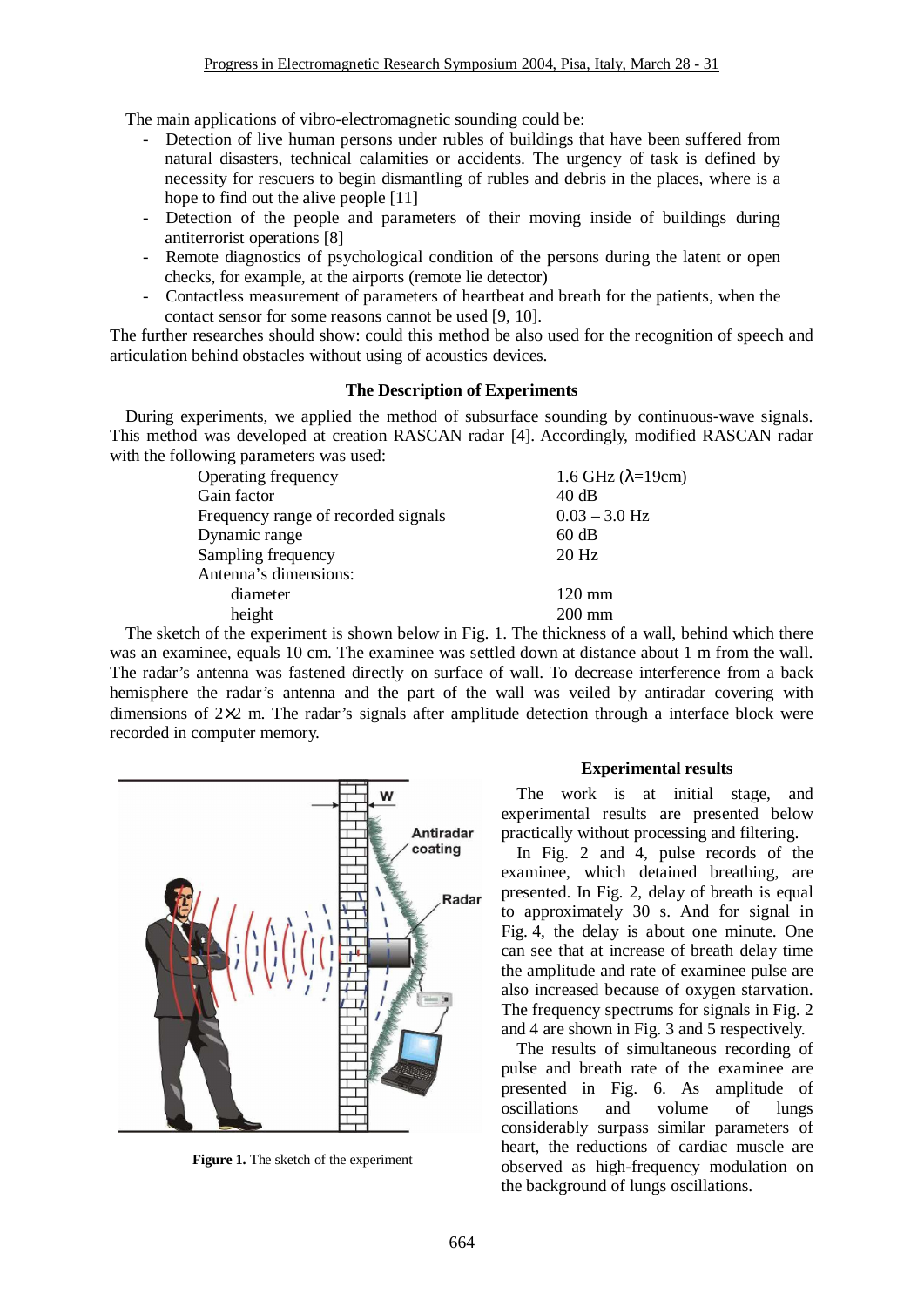The main applications of vibro-electromagnetic sounding could be:

- Detection of live human persons under rubles of buildings that have been suffered from natural disasters, technical calamities or accidents. The urgency of task is defined by necessity for rescuers to begin dismantling of rubles and debris in the places, where is a hope to find out the alive people [11]
- Detection of the people and parameters of their moving inside of buildings during antiterrorist operations [8]
- Remote diagnostics of psychological condition of the persons during the latent or open checks, for example, at the airports (remote lie detector)
- Contactless measurement of parameters of heartbeat and breath for the patients, when the contact sensor for some reasons cannot be used [9, 10].

The further researches should show: could this method be also used for the recognition of speech and articulation behind obstacles without using of acoustics devices.

### The Description of Experiments

During experiments, we applied the method of subsurface sounding by continuous-wave signals. This method was developed at creation RASCAN radar [4]. Accordingly, modified RASCAN radar with the following parameters was used:

| | |
|---|---|
| Operating frequency | 1.6 GHz ($\lambda$=19cm) |
| Gain factor | 40 dB |
| Frequency range of recorded signals | 0.03 – 3.0 Hz |
| Dynamic range | 60 dB |
| Sampling frequency | 20 Hz |
| Antenna's dimensions: | |
| diameter | 120 mm |
| height | 200 mm |

The sketch of the experiment is shown below in Fig. 1. The thickness of a wall, behind which there was an examinee, equals 10 cm. The examinee was settled down at distance about 1 m from the wall. The radar's antenna was fastened directly on surface of wall. To decrease interference from a back hemisphere the radar's antenna and the part of the wall was veiled by antiradar covering with dimensions of 2×2 m. The radar's signals after amplitude detection through a interface block were recorded in computer memory.

**Figure 1.** The sketch of the experiment

### Experimental results

The work is at initial stage, and experimental results are presented below practically without processing and filtering.

In Fig. 2 and 4, pulse records of the examinee, which detained breathing, are presented. In Fig. 2, delay of breath is equal to approximately 30 s. And for signal in Fig. 4, the delay is about one minute. One can see that at increase of breath delay time the amplitude and rate of examinee pulse are also increased because of oxygen starvation. The frequency spectrums for signals in Fig. 2 and 4 are shown in Fig. 3 and 5 respectively.

The results of simultaneous recording of pulse and breath rate of the examinee are presented in Fig. 6. As amplitude of oscillations and volume of lungs considerably surpass similar parameters of heart, the reductions of cardiac muscle are observed as high-frequency modulation on the background of lungs oscillations.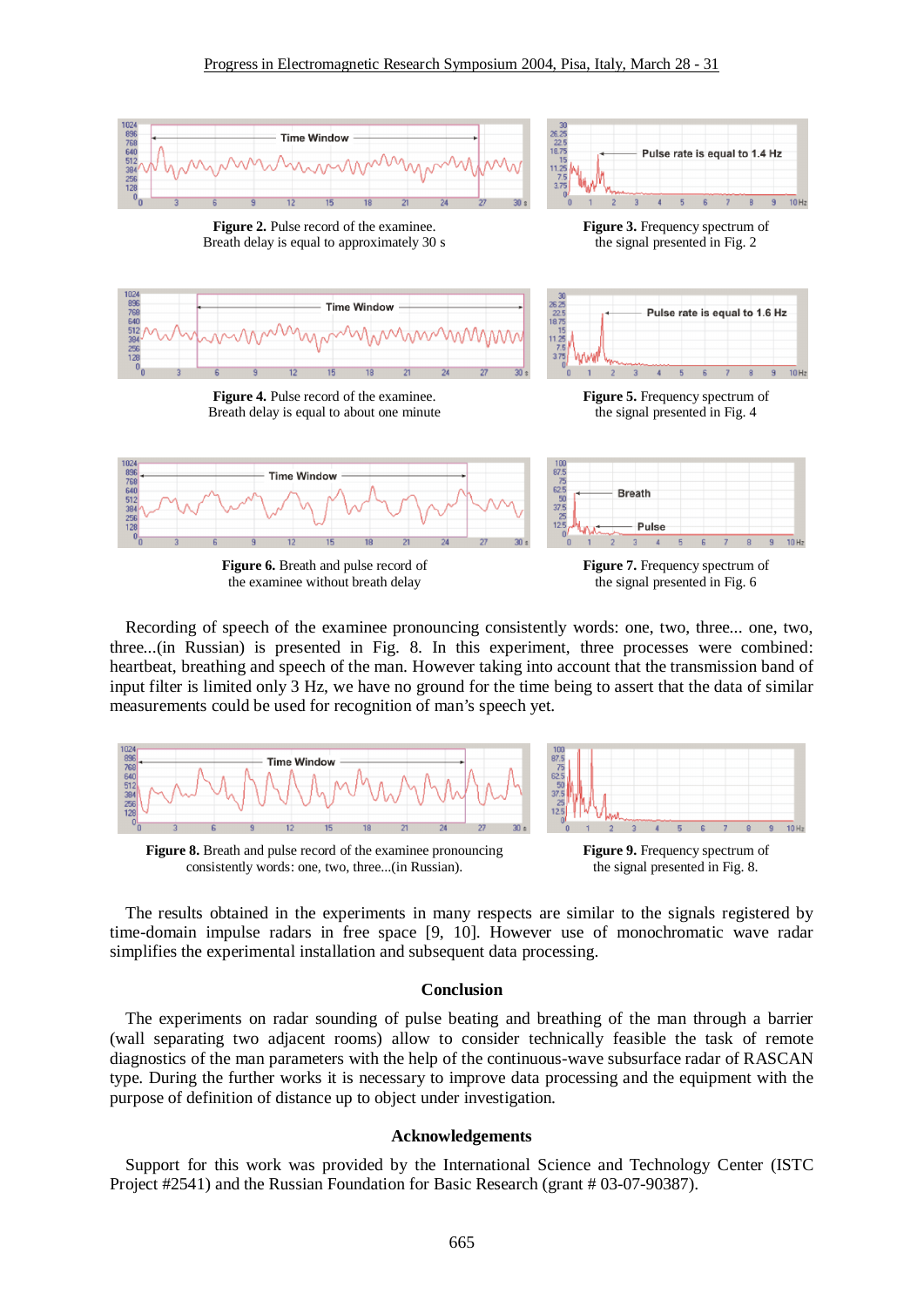**Figure 2.** Pulse record of the examinee.
Breath delay is equal to approximately 30 s

**Figure 3.** Frequency spectrum of the signal presented in Fig. 2

**Figure 4.** Pulse record of the examinee.
Breath delay is equal to about one minute

**Figure 5.** Frequency spectrum of the signal presented in Fig. 4

**Figure 6.** Breath and pulse record of the examinee without breath delay

**Figure 7.** Frequency spectrum of the signal presented in Fig. 6

Recording of speech of the examinee pronouncing consistently words: one, two, three... one, two, three...(in Russian) is presented in Fig. 8. In this experiment, three processes were combined: heartbeat, breathing and speech of the man. However taking into account that the transmission band of input filter is limited only 3 Hz, we have no ground for the time being to assert that the data of similar measurements could be used for recognition of man's speech yet.

**Figure 8.** Breath and pulse record of the examinee pronouncing consistently words: one, two, three...(in Russian).

**Figure 9.** Frequency spectrum of the signal presented in Fig. 8.

The results obtained in the experiments in many respects are similar to the signals registered by time-domain impulse radars in free space [9, 10]. However use of monochromatic wave radar simplifies the experimental installation and subsequent data processing.

## Conclusion

The experiments on radar sounding of pulse beating and breathing of the man through a barrier (wall separating two adjacent rooms) allow to consider technically feasible the task of remote diagnostics of the man parameters with the help of the continuous-wave subsurface radar of RASCAN type. During the further works it is necessary to improve data processing and the equipment with the purpose of definition of distance up to object under investigation.

## Acknowledgements

Support for this work was provided by the International Science and Technology Center (ISTC Project #2541) and the Russian Foundation for Basic Research (grant # 03-07-90387).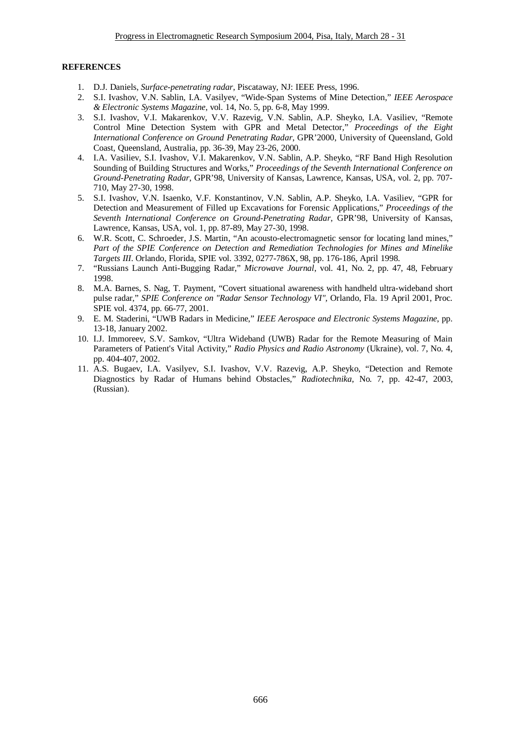**REFERENCES**

1. D.J. Daniels, *Surface-penetrating radar*, Piscataway, NJ: IEEE Press, 1996.
2. S.I. Ivashov, V.N. Sablin, I.A. Vasilyev, "Wide-Span Systems of Mine Detection," *IEEE Aerospace & Electronic Systems Magazine*, vol. 14, No. 5, pp. 6-8, May 1999.
3. S.I. Ivashov, V.I. Makarenkov, V.V. Razevig, V.N. Sablin, A.P. Sheyko, I.A. Vasiliev, "Remote Control Mine Detection System with GPR and Metal Detector," *Proceedings of the Eight International Conference on Ground Penetrating Radar*, GPR'2000, University of Queensland, Gold Coast, Queensland, Australia, pp. 36-39, May 23-26, 2000.
4. I.A. Vasiliev, S.I. Ivashov, V.I. Makarenkov, V.N. Sablin, A.P. Sheyko, "RF Band High Resolution Sounding of Building Structures and Works," *Proceedings of the Seventh International Conference on Ground-Penetrating Radar*, GPR'98, University of Kansas, Lawrence, Kansas, USA, vol. 2, pp. 707-710, May 27-30, 1998.
5. S.I. Ivashov, V.N. Isaenko, V.F. Konstantinov, V.N. Sablin, A.P. Sheyko, I.A. Vasiliev, "GPR for Detection and Measurement of Filled up Excavations for Forensic Applications," *Proceedings of the Seventh International Conference on Ground-Penetrating Radar*, GPR'98, University of Kansas, Lawrence, Kansas, USA, vol. 1, pp. 87-89, May 27-30, 1998.
6. W.R. Scott, C. Schroeder, J.S. Martin, "An acousto-electromagnetic sensor for locating land mines," *Part of the SPIE Conference on Detection and Remediation Technologies for Mines and Minelike Targets III*. Orlando, Florida, SPIE vol. 3392, 0277-786X, 98, pp. 176-186, April 1998.
7. "Russians Launch Anti-Bugging Radar," *Microwave Journal*, vol. 41, No. 2, pp. 47, 48, February 1998.
8. M.A. Barnes, S. Nag, T. Payment, "Covert situational awareness with handheld ultra-wideband short pulse radar," *SPIE Conference on "Radar Sensor Technology VI"*, Orlando, Fla. 19 April 2001, Proc. SPIE vol. 4374, pp. 66-77, 2001.
9. E. M. Staderini, "UWB Radars in Medicine," *IEEE Aerospace and Electronic Systems Magazine*, pp. 13-18, January 2002.
10. I.J. Immoreev, S.V. Samkov, "Ultra Wideband (UWB) Radar for the Remote Measuring of Main Parameters of Patient's Vital Activity," *Radio Physics and Radio Astronomy* (Ukraine), vol. 7, No. 4, pp. 404-407, 2002.
11. A.S. Bugaev, I.A. Vasilyev, S.I. Ivashov, V.V. Razevig, A.P. Sheyko, "Detection and Remote Diagnostics by Radar of Humans behind Obstacles," *Radiotechnika*, No. 7, pp. 42-47, 2003, (Russian).